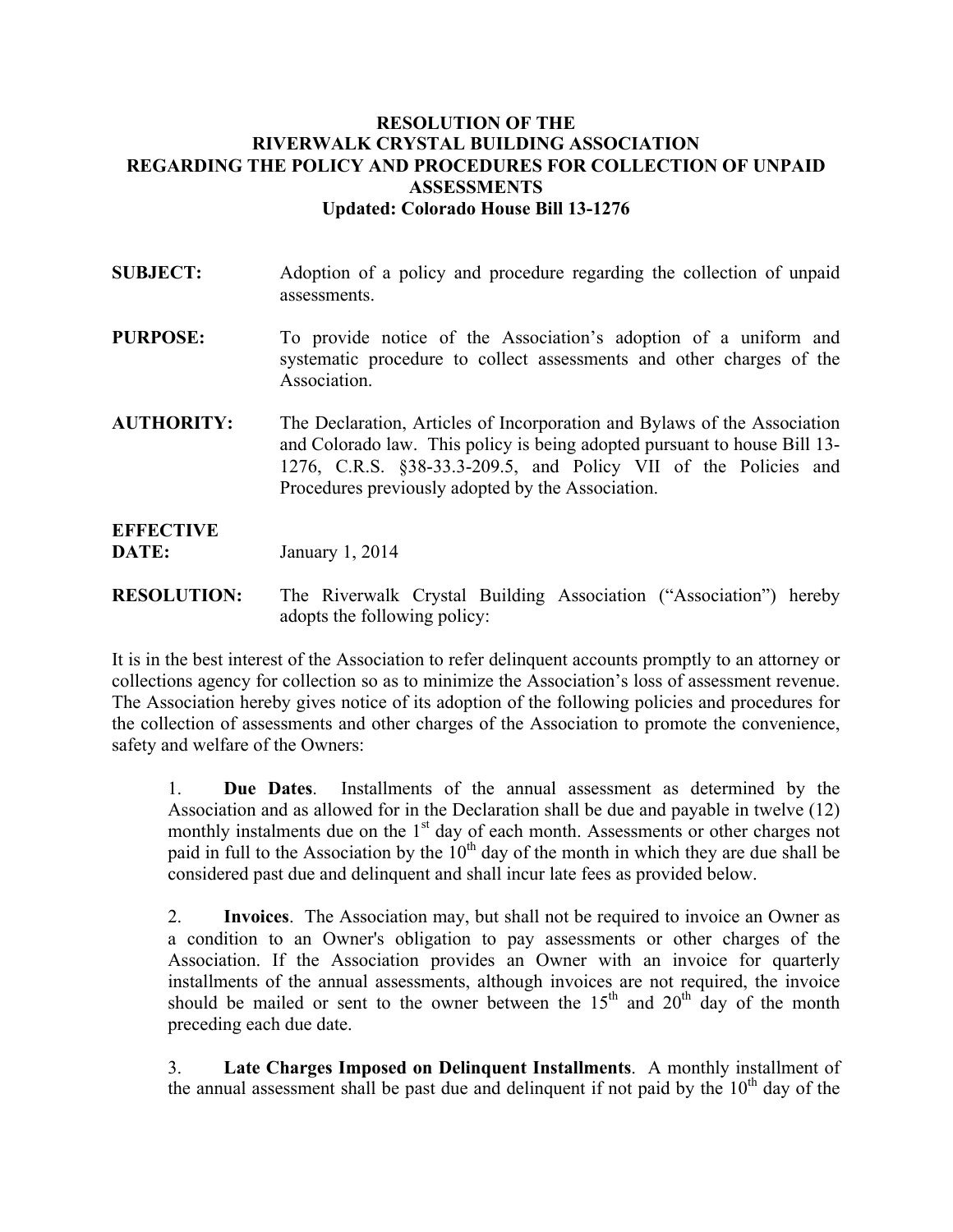# RESOLUTION OF THE RIVERWALK CRYSTAL BUILDING ASSOCIATION REGARDING THE POLICY AND PROCEDURES FOR COLLECTION OF UNPAID ASSESSMENTS

**Updated: Colorado House Bill 13-1276**

**SUBJECT:** Adoption of a policy and procedure regarding the collection of unpaid assessments.

**PURPOSE:** To provide notice of the Association's adoption of a uniform and systematic procedure to collect assessments and other charges of the Association.

**AUTHORITY:** The Declaration, Articles of Incorporation and Bylaws of the Association and Colorado law. This policy is being adopted pursuant to house Bill 13-1276, C.R.S. §38-33.3-209.5, and Policy VII of the Policies and Procedures previously adopted by the Association.

**EFFECTIVE DATE:** January 1, 2014

**RESOLUTION:** The Riverwalk Crystal Building Association ("Association") hereby adopts the following policy:

It is in the best interest of the Association to refer delinquent accounts promptly to an attorney or collections agency for collection so as to minimize the Association's loss of assessment revenue. The Association hereby gives notice of its adoption of the following policies and procedures for the collection of assessments and other charges of the Association to promote the convenience, safety and welfare of the Owners:

1. **Due Dates**. Installments of the annual assessment as determined by the Association and as allowed for in the Declaration shall be due and payable in twelve (12) monthly instalments due on the 1st day of each month. Assessments or other charges not paid in full to the Association by the 10th day of the month in which they are due shall be considered past due and delinquent and shall incur late fees as provided below.

2. **Invoices**. The Association may, but shall not be required to invoice an Owner as a condition to an Owner's obligation to pay assessments or other charges of the Association. If the Association provides an Owner with an invoice for quarterly installments of the annual assessments, although invoices are not required, the invoice should be mailed or sent to the owner between the 15th and 20th day of the month preceding each due date.

3. **Late Charges Imposed on Delinquent Installments**. A monthly installment of the annual assessment shall be past due and delinquent if not paid by the 10th day of the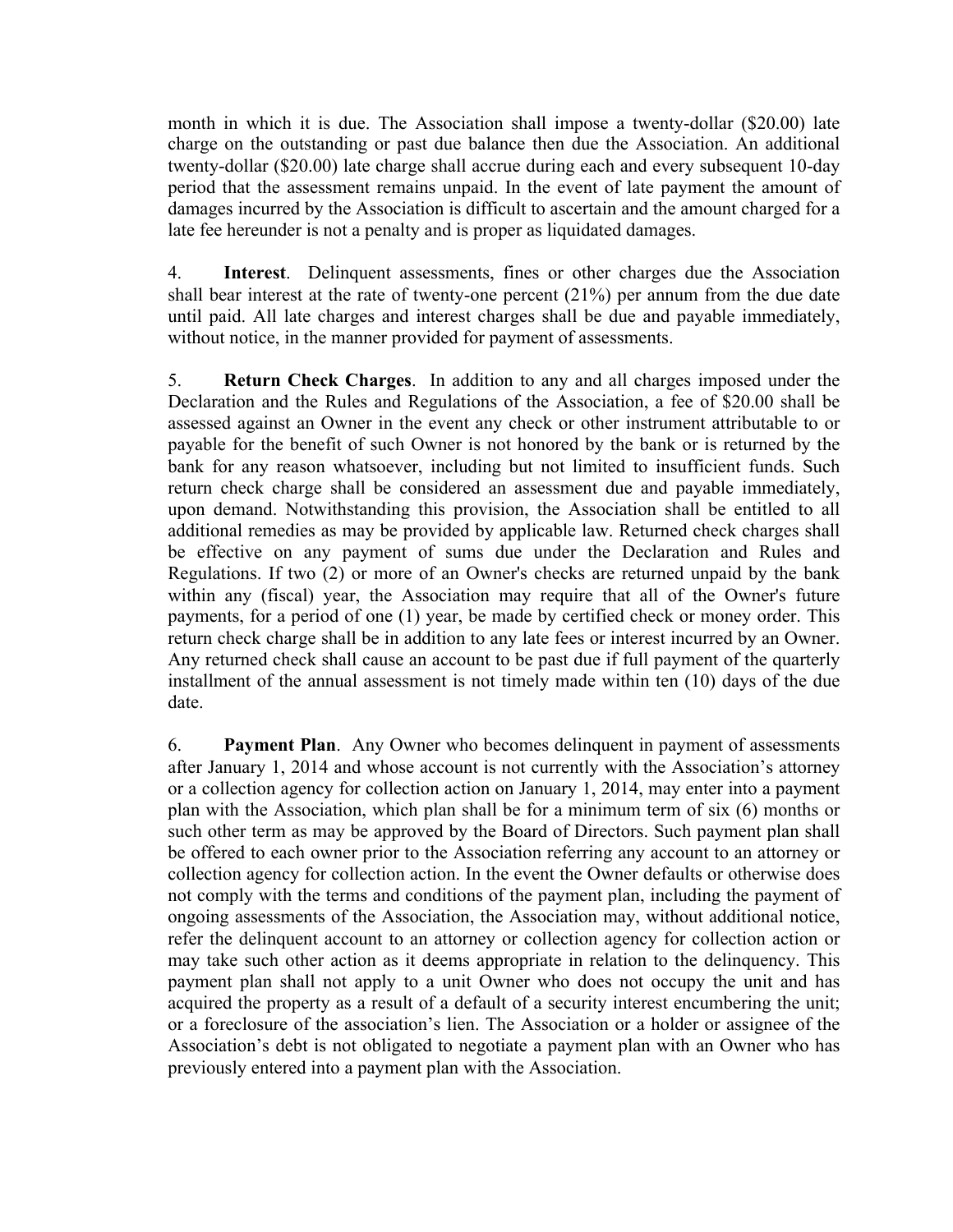month in which it is due. The Association shall impose a twenty-dollar ($20.00) late charge on the outstanding or past due balance then due the Association. An additional twenty-dollar ($20.00) late charge shall accrue during each and every subsequent 10-day period that the assessment remains unpaid. In the event of late payment the amount of damages incurred by the Association is difficult to ascertain and the amount charged for a late fee hereunder is not a penalty and is proper as liquidated damages.

4. **Interest**. Delinquent assessments, fines or other charges due the Association shall bear interest at the rate of twenty-one percent (21%) per annum from the due date until paid. All late charges and interest charges shall be due and payable immediately, without notice, in the manner provided for payment of assessments.

5. **Return Check Charges**. In addition to any and all charges imposed under the Declaration and the Rules and Regulations of the Association, a fee of $20.00 shall be assessed against an Owner in the event any check or other instrument attributable to or payable for the benefit of such Owner is not honored by the bank or is returned by the bank for any reason whatsoever, including but not limited to insufficient funds. Such return check charge shall be considered an assessment due and payable immediately, upon demand. Notwithstanding this provision, the Association shall be entitled to all additional remedies as may be provided by applicable law. Returned check charges shall be effective on any payment of sums due under the Declaration and Rules and Regulations. If two (2) or more of an Owner's checks are returned unpaid by the bank within any (fiscal) year, the Association may require that all of the Owner's future payments, for a period of one (1) year, be made by certified check or money order. This return check charge shall be in addition to any late fees or interest incurred by an Owner. Any returned check shall cause an account to be past due if full payment of the quarterly installment of the annual assessment is not timely made within ten (10) days of the due date.

6. **Payment Plan**. Any Owner who becomes delinquent in payment of assessments after January 1, 2014 and whose account is not currently with the Association's attorney or a collection agency for collection action on January 1, 2014, may enter into a payment plan with the Association, which plan shall be for a minimum term of six (6) months or such other term as may be approved by the Board of Directors. Such payment plan shall be offered to each owner prior to the Association referring any account to an attorney or collection agency for collection action. In the event the Owner defaults or otherwise does not comply with the terms and conditions of the payment plan, including the payment of ongoing assessments of the Association, the Association may, without additional notice, refer the delinquent account to an attorney or collection agency for collection action or may take such other action as it deems appropriate in relation to the delinquency. This payment plan shall not apply to a unit Owner who does not occupy the unit and has acquired the property as a result of a default of a security interest encumbering the unit; or a foreclosure of the association's lien. The Association or a holder or assignee of the Association's debt is not obligated to negotiate a payment plan with an Owner who has previously entered into a payment plan with the Association.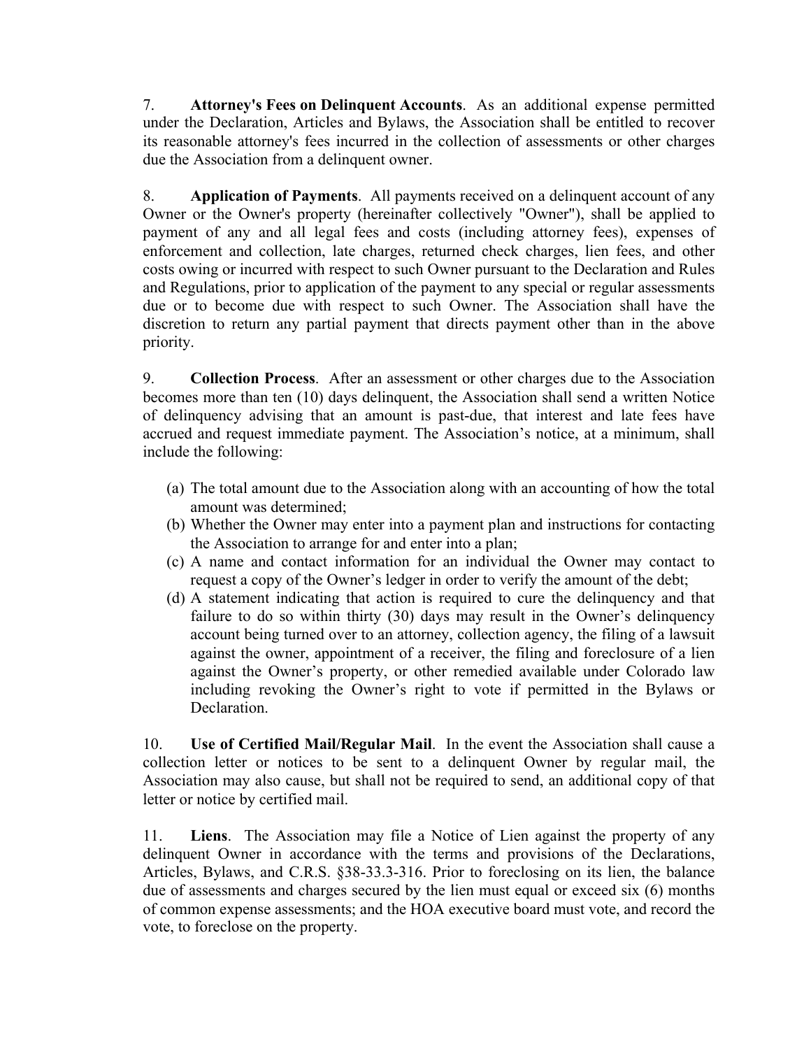7. **Attorney's Fees on Delinquent Accounts**. As an additional expense permitted under the Declaration, Articles and Bylaws, the Association shall be entitled to recover its reasonable attorney's fees incurred in the collection of assessments or other charges due the Association from a delinquent owner.

8. **Application of Payments**. All payments received on a delinquent account of any Owner or the Owner's property (hereinafter collectively "Owner"), shall be applied to payment of any and all legal fees and costs (including attorney fees), expenses of enforcement and collection, late charges, returned check charges, lien fees, and other costs owing or incurred with respect to such Owner pursuant to the Declaration and Rules and Regulations, prior to application of the payment to any special or regular assessments due or to become due with respect to such Owner. The Association shall have the discretion to return any partial payment that directs payment other than in the above priority.

9. **Collection Process**. After an assessment or other charges due to the Association becomes more than ten (10) days delinquent, the Association shall send a written Notice of delinquency advising that an amount is past-due, that interest and late fees have accrued and request immediate payment. The Association's notice, at a minimum, shall include the following:

(a) The total amount due to the Association along with an accounting of how the total amount was determined;
(b) Whether the Owner may enter into a payment plan and instructions for contacting the Association to arrange for and enter into a plan;
(c) A name and contact information for an individual the Owner may contact to request a copy of the Owner's ledger in order to verify the amount of the debt;
(d) A statement indicating that action is required to cure the delinquency and that failure to do so within thirty (30) days may result in the Owner's delinquency account being turned over to an attorney, collection agency, the filing of a lawsuit against the owner, appointment of a receiver, the filing and foreclosure of a lien against the Owner's property, or other remedied available under Colorado law including revoking the Owner's right to vote if permitted in the Bylaws or Declaration.

10. **Use of Certified Mail/Regular Mail**. In the event the Association shall cause a collection letter or notices to be sent to a delinquent Owner by regular mail, the Association may also cause, but shall not be required to send, an additional copy of that letter or notice by certified mail.

11. **Liens**. The Association may file a Notice of Lien against the property of any delinquent Owner in accordance with the terms and provisions of the Declarations, Articles, Bylaws, and C.R.S. §38-33.3-316. Prior to foreclosing on its lien, the balance due of assessments and charges secured by the lien must equal or exceed six (6) months of common expense assessments; and the HOA executive board must vote, and record the vote, to foreclose on the property.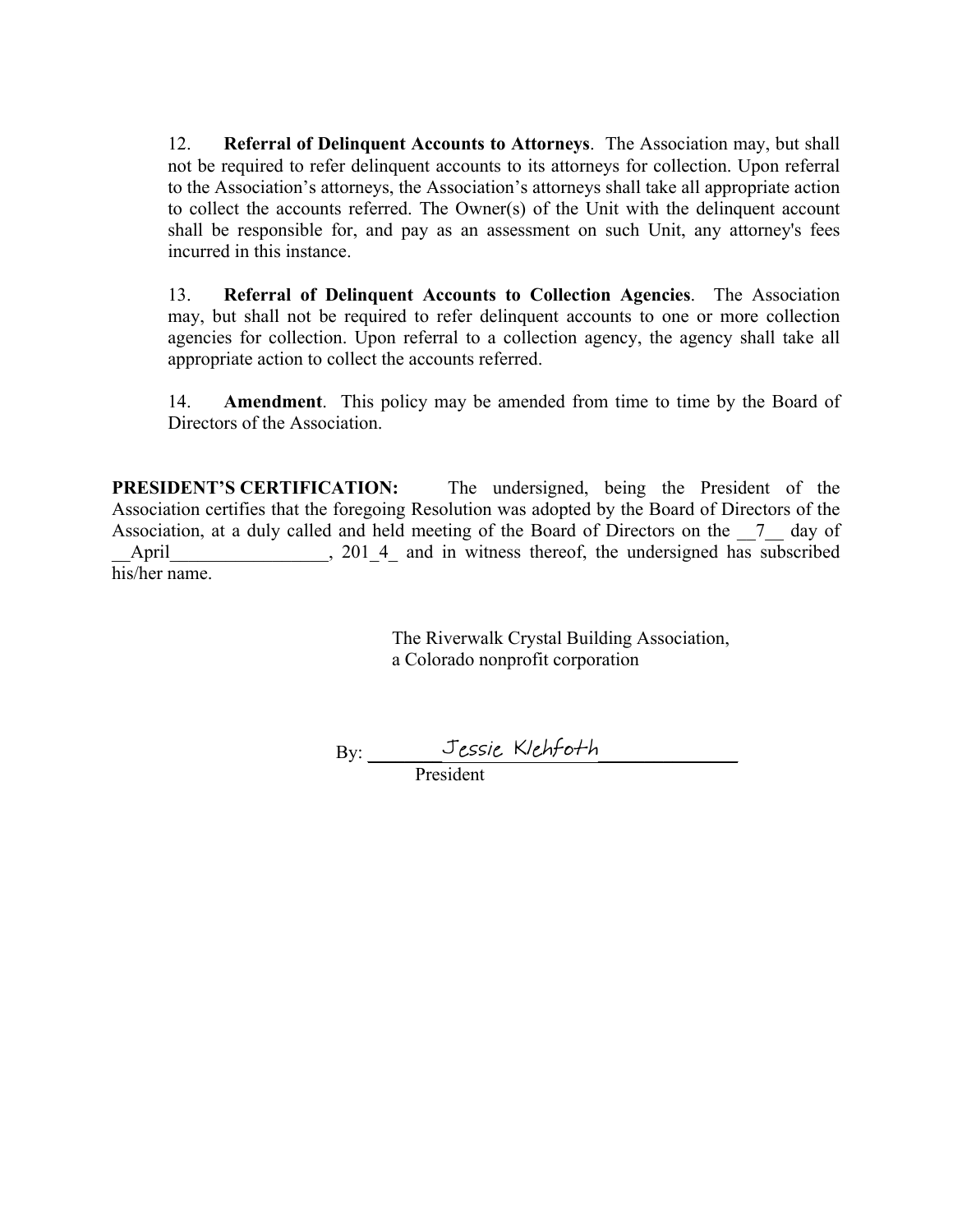12. **Referral of Delinquent Accounts to Attorneys**. The Association may, but shall not be required to refer delinquent accounts to its attorneys for collection. Upon referral to the Association's attorneys, the Association's attorneys shall take all appropriate action to collect the accounts referred. The Owner(s) of the Unit with the delinquent account shall be responsible for, and pay as an assessment on such Unit, any attorney's fees incurred in this instance.

13. **Referral of Delinquent Accounts to Collection Agencies**. The Association may, but shall not be required to refer delinquent accounts to one or more collection agencies for collection. Upon referral to a collection agency, the agency shall take all appropriate action to collect the accounts referred.

14. **Amendment**. This policy may be amended from time to time by the Board of Directors of the Association.

**PRESIDENT'S CERTIFICATION:** The undersigned, being the President of the Association certifies that the foregoing Resolution was adopted by the Board of Directors of the Association, at a duly called and held meeting of the Board of Directors on the __7__ day of __April_________________, 201_4_ and in witness thereof, the undersigned has subscribed his/her name.

The Riverwalk Crystal Building Association,
a Colorado nonprofit corporation

By: ________Jessie Klehfoth______________
President